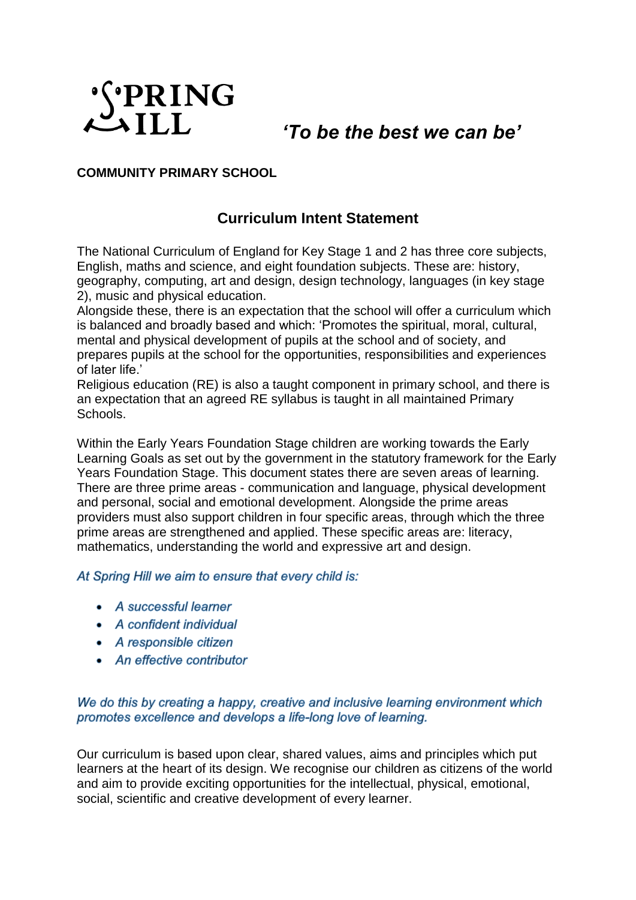# SPRING HILL

***'To be the best we can be'***

**COMMUNITY PRIMARY SCHOOL**

## Curriculum Intent Statement

The National Curriculum of England for Key Stage 1 and 2 has three core subjects, English, maths and science, and eight foundation subjects. These are: history, geography, computing, art and design, design technology, languages (in key stage 2), music and physical education.

Alongside these, there is an expectation that the school will offer a curriculum which is balanced and broadly based and which: 'Promotes the spiritual, moral, cultural, mental and physical development of pupils at the school and of society, and prepares pupils at the school for the opportunities, responsibilities and experiences of later life.'

Religious education (RE) is also a taught component in primary school, and there is an expectation that an agreed RE syllabus is taught in all maintained Primary Schools.

Within the Early Years Foundation Stage children are working towards the Early Learning Goals as set out by the government in the statutory framework for the Early Years Foundation Stage. This document states there are seven areas of learning. There are three prime areas - communication and language, physical development and personal, social and emotional development. Alongside the prime areas providers must also support children in four specific areas, through which the three prime areas are strengthened and applied. These specific areas are: literacy, mathematics, understanding the world and expressive art and design.

*At Spring Hill we aim to ensure that every child is:*

- *A successful learner*
- *A confident individual*
- *A responsible citizen*
- *An effective contributor*

*We do this by creating a happy, creative and inclusive learning environment which promotes excellence and develops a life-long love of learning.*

Our curriculum is based upon clear, shared values, aims and principles which put learners at the heart of its design. We recognise our children as citizens of the world and aim to provide exciting opportunities for the intellectual, physical, emotional, social, scientific and creative development of every learner.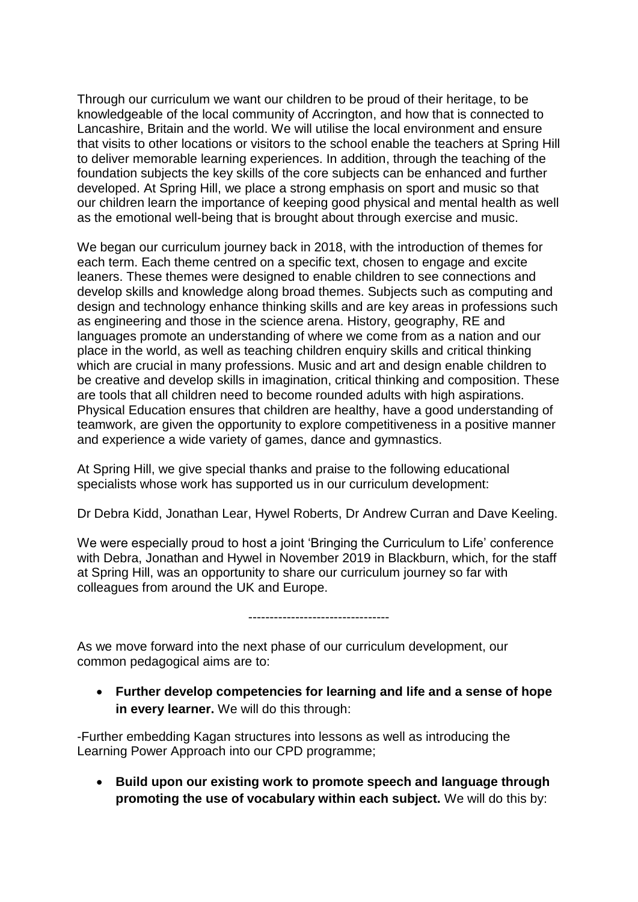Through our curriculum we want our children to be proud of their heritage, to be knowledgeable of the local community of Accrington, and how that is connected to Lancashire, Britain and the world. We will utilise the local environment and ensure that visits to other locations or visitors to the school enable the teachers at Spring Hill to deliver memorable learning experiences. In addition, through the teaching of the foundation subjects the key skills of the core subjects can be enhanced and further developed. At Spring Hill, we place a strong emphasis on sport and music so that our children learn the importance of keeping good physical and mental health as well as the emotional well-being that is brought about through exercise and music.

We began our curriculum journey back in 2018, with the introduction of themes for each term. Each theme centred on a specific text, chosen to engage and excite leaners. These themes were designed to enable children to see connections and develop skills and knowledge along broad themes. Subjects such as computing and design and technology enhance thinking skills and are key areas in professions such as engineering and those in the science arena. History, geography, RE and languages promote an understanding of where we come from as a nation and our place in the world, as well as teaching children enquiry skills and critical thinking which are crucial in many professions. Music and art and design enable children to be creative and develop skills in imagination, critical thinking and composition. These are tools that all children need to become rounded adults with high aspirations. Physical Education ensures that children are healthy, have a good understanding of teamwork, are given the opportunity to explore competitiveness in a positive manner and experience a wide variety of games, dance and gymnastics.

At Spring Hill, we give special thanks and praise to the following educational specialists whose work has supported us in our curriculum development:

Dr Debra Kidd, Jonathan Lear, Hywel Roberts, Dr Andrew Curran and Dave Keeling.

We were especially proud to host a joint 'Bringing the Curriculum to Life' conference with Debra, Jonathan and Hywel in November 2019 in Blackburn, which, for the staff at Spring Hill, was an opportunity to share our curriculum journey so far with colleagues from around the UK and Europe.

---------------------------------

As we move forward into the next phase of our curriculum development, our common pedagogical aims are to:

- **Further develop competencies for learning and life and a sense of hope in every learner.** We will do this through:

-Further embedding Kagan structures into lessons as well as introducing the Learning Power Approach into our CPD programme;

- **Build upon our existing work to promote speech and language through promoting the use of vocabulary within each subject.** We will do this by: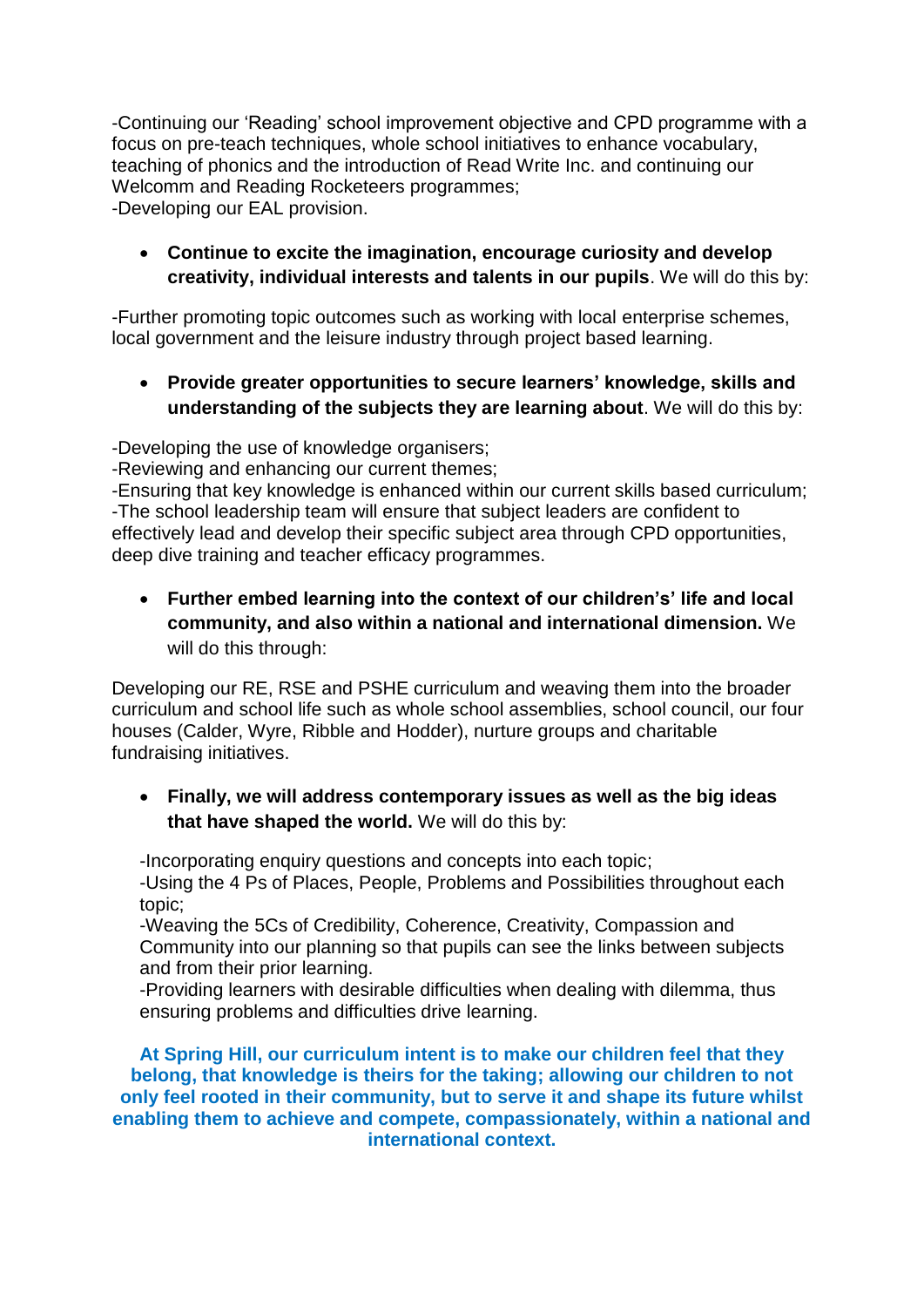-Continuing our 'Reading' school improvement objective and CPD programme with a focus on pre-teach techniques, whole school initiatives to enhance vocabulary, teaching of phonics and the introduction of Read Write Inc. and continuing our Welcomm and Reading Rocketeers programmes;
-Developing our EAL provision.

- **Continue to excite the imagination, encourage curiosity and develop creativity, individual interests and talents in our pupils**. We will do this by:

-Further promoting topic outcomes such as working with local enterprise schemes, local government and the leisure industry through project based learning.

- **Provide greater opportunities to secure learners' knowledge, skills and understanding of the subjects they are learning about**. We will do this by:

-Developing the use of knowledge organisers;
-Reviewing and enhancing our current themes;
-Ensuring that key knowledge is enhanced within our current skills based curriculum;
-The school leadership team will ensure that subject leaders are confident to effectively lead and develop their specific subject area through CPD opportunities, deep dive training and teacher efficacy programmes.

- **Further embed learning into the context of our children's' life and local community, and also within a national and international dimension.** We will do this through:

Developing our RE, RSE and PSHE curriculum and weaving them into the broader curriculum and school life such as whole school assemblies, school council, our four houses (Calder, Wyre, Ribble and Hodder), nurture groups and charitable fundraising initiatives.

- **Finally, we will address contemporary issues as well as the big ideas that have shaped the world.** We will do this by:

  -Incorporating enquiry questions and concepts into each topic;
  -Using the 4 Ps of Places, People, Problems and Possibilities throughout each topic;
  -Weaving the 5Cs of Credibility, Coherence, Creativity, Compassion and Community into our planning so that pupils can see the links between subjects and from their prior learning.
  -Providing learners with desirable difficulties when dealing with dilemma, thus ensuring problems and difficulties drive learning.

**At Spring Hill, our curriculum intent is to make our children feel that they belong, that knowledge is theirs for the taking; allowing our children to not only feel rooted in their community, but to serve it and shape its future whilst enabling them to achieve and compete, compassionately, within a national and international context.**